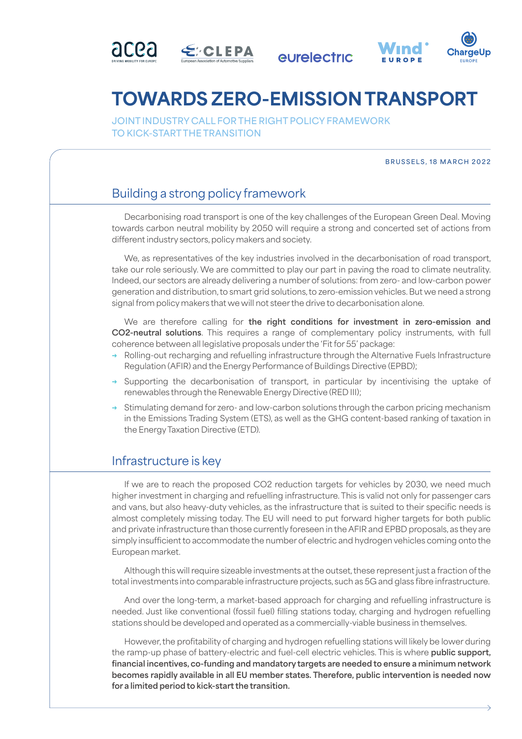# TOWARDS ZERO-EMISSION TRANSPORT

JOINT INDUSTRY CALL FOR THE RIGHT POLICY FRAMEWORK TO KICK-START THE TRANSITION

BRUSSELS, 18 MARCH 2022

## Building a strong policy framework

Decarbonising road transport is one of the key challenges of the European Green Deal. Moving towards carbon neutral mobility by 2050 will require a strong and concerted set of actions from different industry sectors, policy makers and society.

We, as representatives of the key industries involved in the decarbonisation of road transport, take our role seriously. We are committed to play our part in paving the road to climate neutrality. Indeed, our sectors are already delivering a number of solutions: from zero- and low-carbon power generation and distribution, to smart grid solutions, to zero-emission vehicles. But we need a strong signal from policy makers that we will not steer the drive to decarbonisation alone.

We are therefore calling for **the right conditions for investment in zero-emission and CO2-neutral solutions**. This requires a range of complementary policy instruments, with full coherence between all legislative proposals under the 'Fit for 55' package:

- Rolling-out recharging and refuelling infrastructure through the Alternative Fuels Infrastructure Regulation (AFIR) and the Energy Performance of Buildings Directive (EPBD);
- Supporting the decarbonisation of transport, in particular by incentivising the uptake of renewables through the Renewable Energy Directive (RED III);
- Stimulating demand for zero- and low-carbon solutions through the carbon pricing mechanism in the Emissions Trading System (ETS), as well as the GHG content-based ranking of taxation in the Energy Taxation Directive (ETD).

## Infrastructure is key

If we are to reach the proposed CO2 reduction targets for vehicles by 2030, we need much higher investment in charging and refuelling infrastructure. This is valid not only for passenger cars and vans, but also heavy-duty vehicles, as the infrastructure that is suited to their specific needs is almost completely missing today. The EU will need to put forward higher targets for both public and private infrastructure than those currently foreseen in the AFIR and EPBD proposals, as they are simply insufficient to accommodate the number of electric and hydrogen vehicles coming onto the European market.

Although this will require sizeable investments at the outset, these represent just a fraction of the total investments into comparable infrastructure projects, such as 5G and glass fibre infrastructure.

And over the long-term, a market-based approach for charging and refuelling infrastructure is needed. Just like conventional (fossil fuel) filling stations today, charging and hydrogen refuelling stations should be developed and operated as a commercially-viable business in themselves.

However, the profitability of charging and hydrogen refuelling stations will likely be lower during the ramp-up phase of battery-electric and fuel-cell electric vehicles. This is where **public support, financial incentives, co-funding and mandatory targets are needed to ensure a minimum network becomes rapidly available in all EU member states. Therefore, public intervention is needed now for a limited period to kick-start the transition.**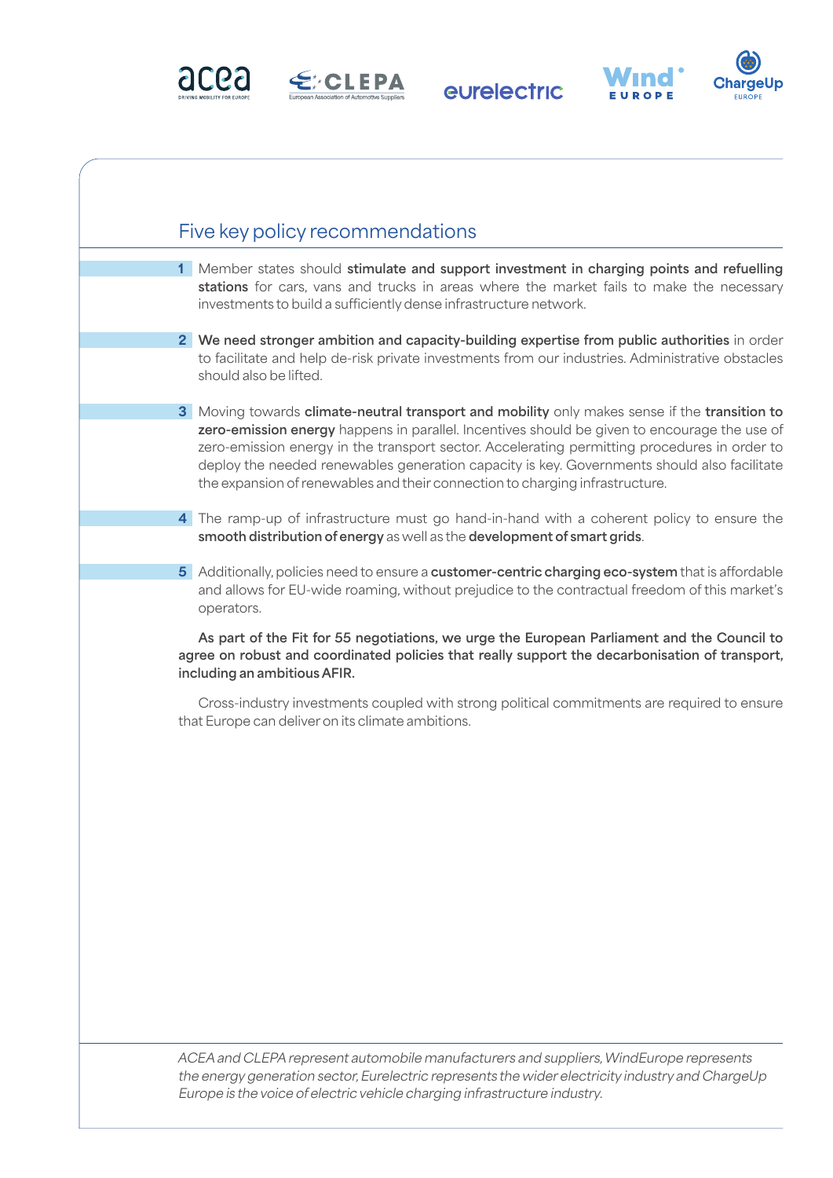## Five key policy recommendations

1. Member states should **stimulate and support investment in charging points and refuelling stations** for cars, vans and trucks in areas where the market fails to make the necessary investments to build a sufficiently dense infrastructure network.

2. **We need stronger ambition and capacity-building expertise from public authorities** in order to facilitate and help de-risk private investments from our industries. Administrative obstacles should also be lifted.

3. Moving towards **climate-neutral transport and mobility** only makes sense if the **transition to zero-emission energy** happens in parallel. Incentives should be given to encourage the use of zero-emission energy in the transport sector. Accelerating permitting procedures in order to deploy the needed renewables generation capacity is key. Governments should also facilitate the expansion of renewables and their connection to charging infrastructure.

4. The ramp-up of infrastructure must go hand-in-hand with a coherent policy to ensure the **smooth distribution of energy** as well as the **development of smart grids**.

5. Additionally, policies need to ensure a **customer-centric charging eco-system** that is affordable and allows for EU-wide roaming, without prejudice to the contractual freedom of this market's operators.

**As part of the Fit for 55 negotiations, we urge the European Parliament and the Council to agree on robust and coordinated policies that really support the decarbonisation of transport, including an ambitious AFIR.**

Cross-industry investments coupled with strong political commitments are required to ensure that Europe can deliver on its climate ambitions.

*ACEA and CLEPA represent automobile manufacturers and suppliers, WindEurope represents the energy generation sector, Eurelectric represents the wider electricity industry and ChargeUp Europe is the voice of electric vehicle charging infrastructure industry.*